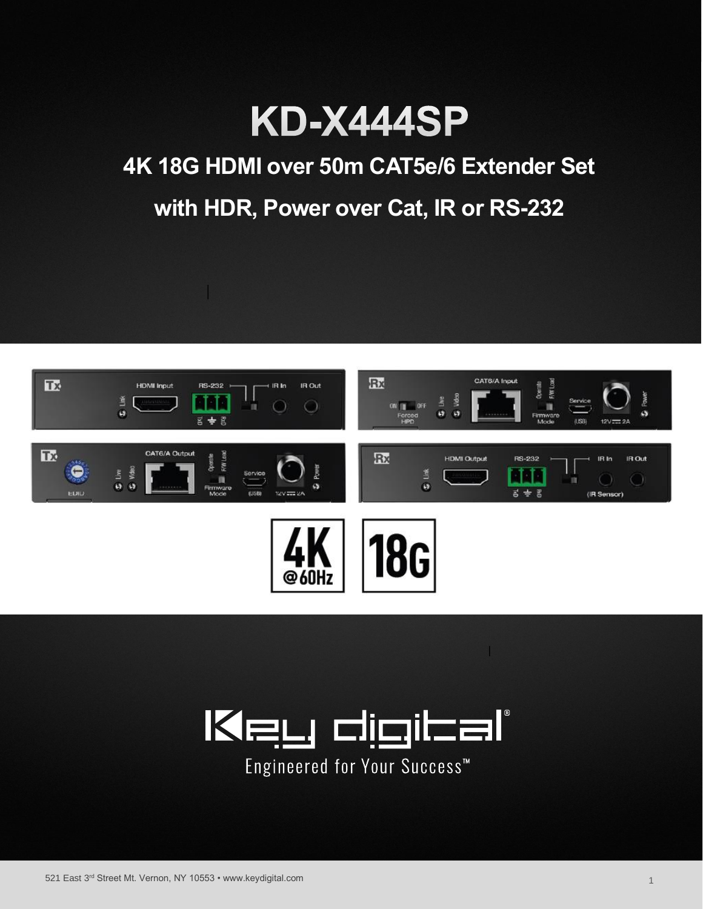# KD-X444SP

## 4K 18G HDMI over 50m CAT5e/6 Extender Set

## with HDR, Power over Cat, IR or RS-232

Engineered for Your Success™

521 East 3rd Street Mt. Vernon, NY 10553 • www.keydigital.com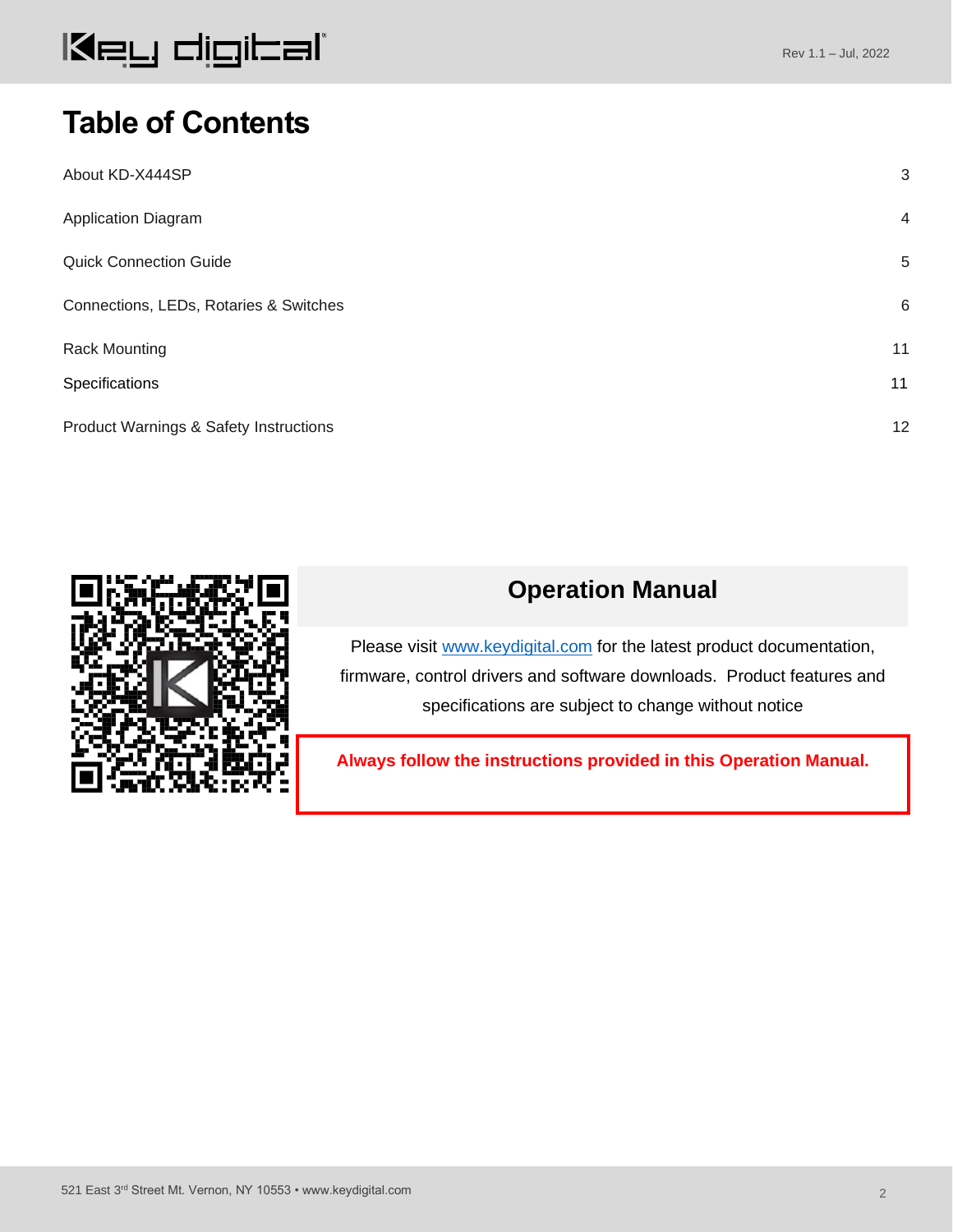# Table of Contents

| | |
|---|---|
| About KD-X444SP | 3 |
| Application Diagram | 4 |
| Quick Connection Guide | 5 |
| Connections, LEDs, Rotaries & Switches | 6 |
| Rack Mounting | 11 |
| Specifications | 11 |
| Product Warnings & Safety Instructions | 12 |

## Operation Manual

Please visit www.keydigital.com for the latest product documentation, firmware, control drivers and software downloads. Product features and specifications are subject to change without notice

**Always follow the instructions provided in this Operation Manual.**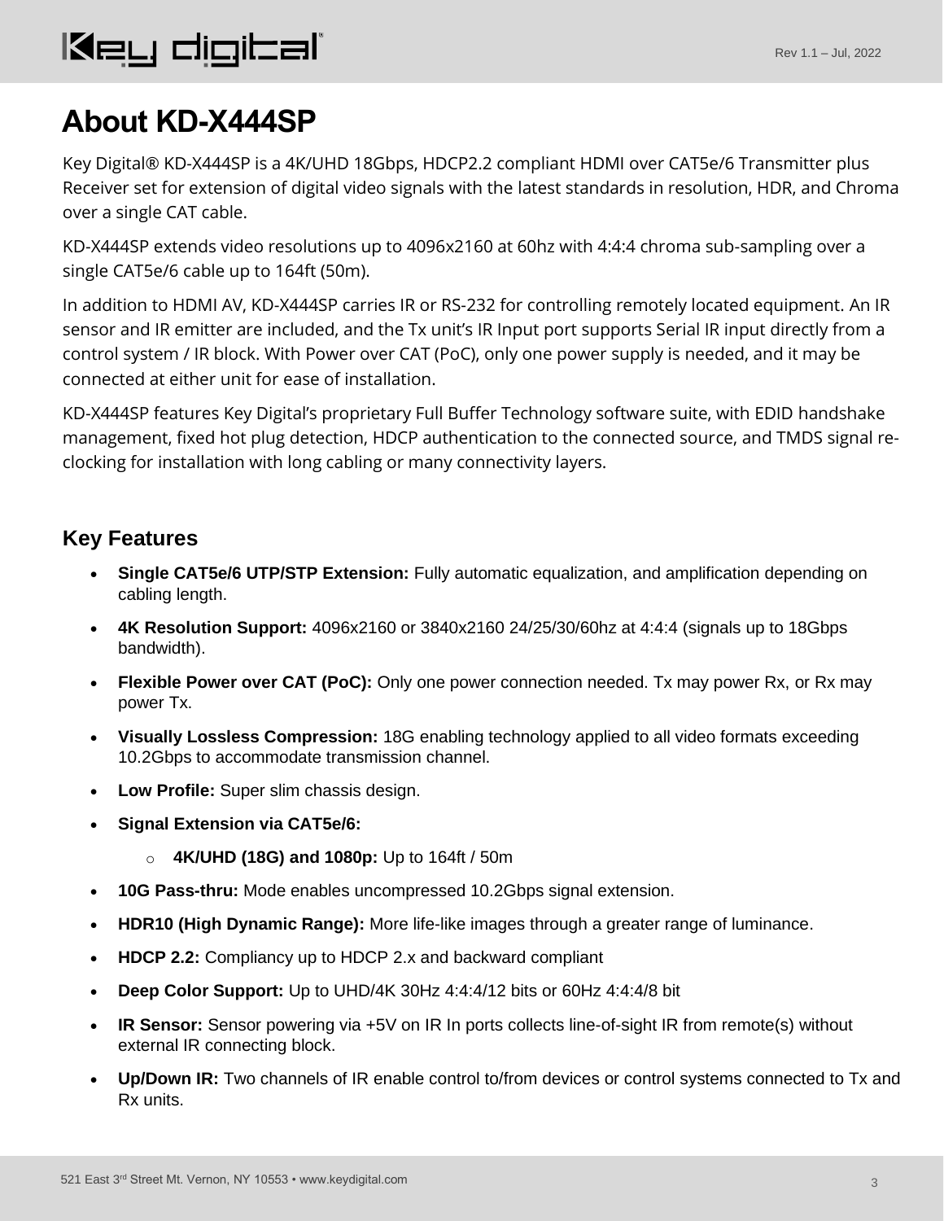# About KD-X444SP

Key Digital® KD-X444SP is a 4K/UHD 18Gbps, HDCP2.2 compliant HDMI over CAT5e/6 Transmitter plus Receiver set for extension of digital video signals with the latest standards in resolution, HDR, and Chroma over a single CAT cable.

KD-X444SP extends video resolutions up to 4096x2160 at 60hz with 4:4:4 chroma sub-sampling over a single CAT5e/6 cable up to 164ft (50m).

In addition to HDMI AV, KD-X444SP carries IR or RS-232 for controlling remotely located equipment. An IR sensor and IR emitter are included, and the Tx unit's IR Input port supports Serial IR input directly from a control system / IR block. With Power over CAT (PoC), only one power supply is needed, and it may be connected at either unit for ease of installation.

KD-X444SP features Key Digital's proprietary Full Buffer Technology software suite, with EDID handshake management, fixed hot plug detection, HDCP authentication to the connected source, and TMDS signal re-clocking for installation with long cabling or many connectivity layers.

## Key Features

- **Single CAT5e/6 UTP/STP Extension:** Fully automatic equalization, and amplification depending on cabling length.
- **4K Resolution Support:** 4096x2160 or 3840x2160 24/25/30/60hz at 4:4:4 (signals up to 18Gbps bandwidth).
- **Flexible Power over CAT (PoC):** Only one power connection needed. Tx may power Rx, or Rx may power Tx.
- **Visually Lossless Compression:** 18G enabling technology applied to all video formats exceeding 10.2Gbps to accommodate transmission channel.
- **Low Profile:** Super slim chassis design.
- **Signal Extension via CAT5e/6:**
  - **4K/UHD (18G) and 1080p:** Up to 164ft / 50m
- **10G Pass-thru:** Mode enables uncompressed 10.2Gbps signal extension.
- **HDR10 (High Dynamic Range):** More life-like images through a greater range of luminance.
- **HDCP 2.2:** Compliancy up to HDCP 2.x and backward compliant
- **Deep Color Support:** Up to UHD/4K 30Hz 4:4:4/12 bits or 60Hz 4:4:4/8 bit
- **IR Sensor:** Sensor powering via +5V on IR In ports collects line-of-sight IR from remote(s) without external IR connecting block.
- **Up/Down IR:** Two channels of IR enable control to/from devices or control systems connected to Tx and Rx units.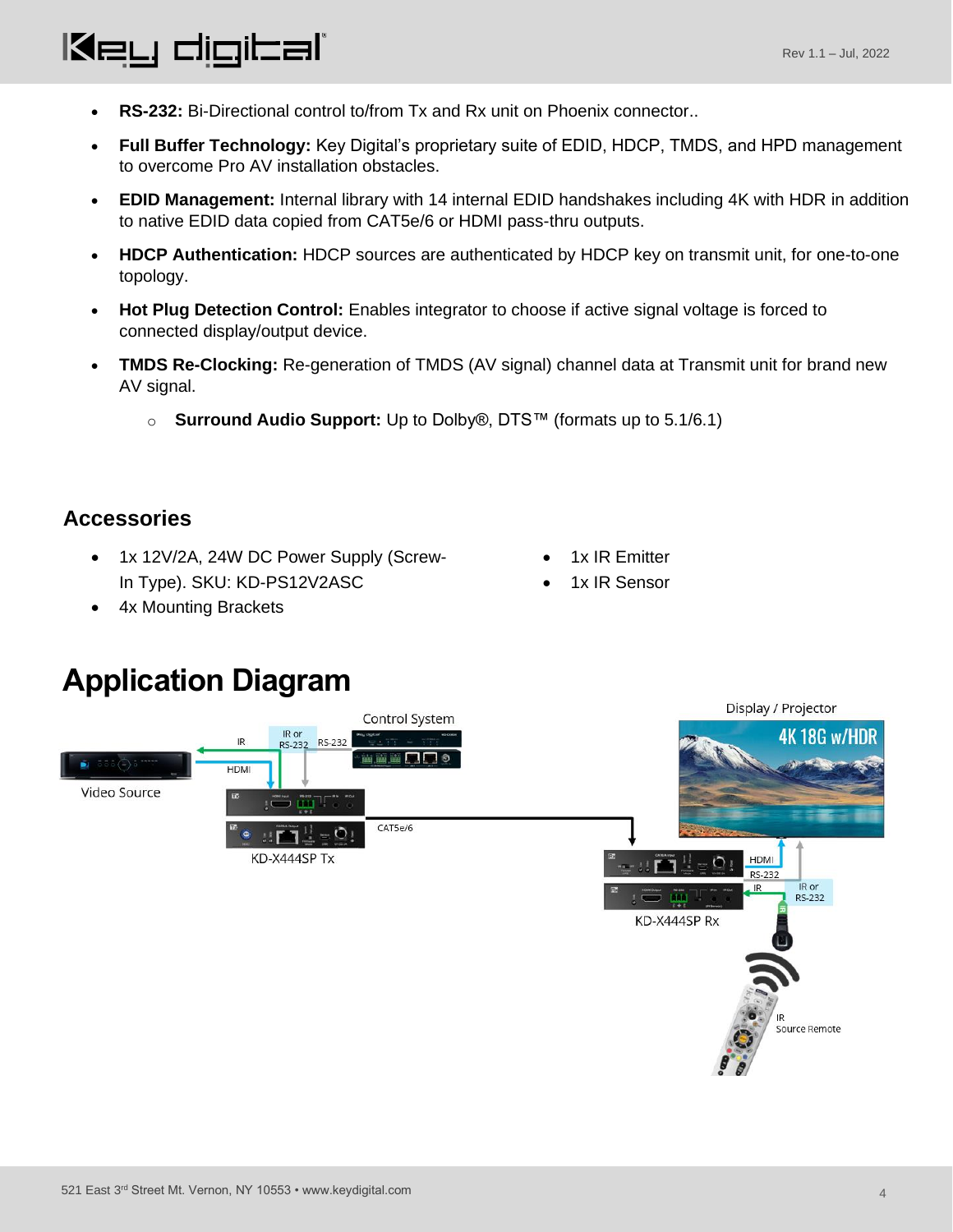- **RS-232:** Bi-Directional control to/from Tx and Rx unit on Phoenix connector..
- **Full Buffer Technology:** Key Digital's proprietary suite of EDID, HDCP, TMDS, and HPD management to overcome Pro AV installation obstacles.
- **EDID Management:** Internal library with 14 internal EDID handshakes including 4K with HDR in addition to native EDID data copied from CAT5e/6 or HDMI pass-thru outputs.
- **HDCP Authentication:** HDCP sources are authenticated by HDCP key on transmit unit, for one-to-one topology.
- **Hot Plug Detection Control:** Enables integrator to choose if active signal voltage is forced to connected display/output device.
- **TMDS Re-Clocking:** Re-generation of TMDS (AV signal) channel data at Transmit unit for brand new AV signal.
  - **Surround Audio Support:** Up to Dolby®, DTS™ (formats up to 5.1/6.1)

## Accessories

- 1x 12V/2A, 24W DC Power Supply (Screw-In Type). SKU: KD-PS12V2ASC
- 4x Mounting Brackets
- 1x IR Emitter
- 1x IR Sensor

# Application Diagram

Control System

Video Source

IR

IR or RS-232

RS-232

HDMI

KD-X444SP Tx

CAT5e/6

Display / Projector

4K 18G w/HDR

HDMI

RS-232

IR

IR or RS-232

KD-X444SP Rx

IR Source Remote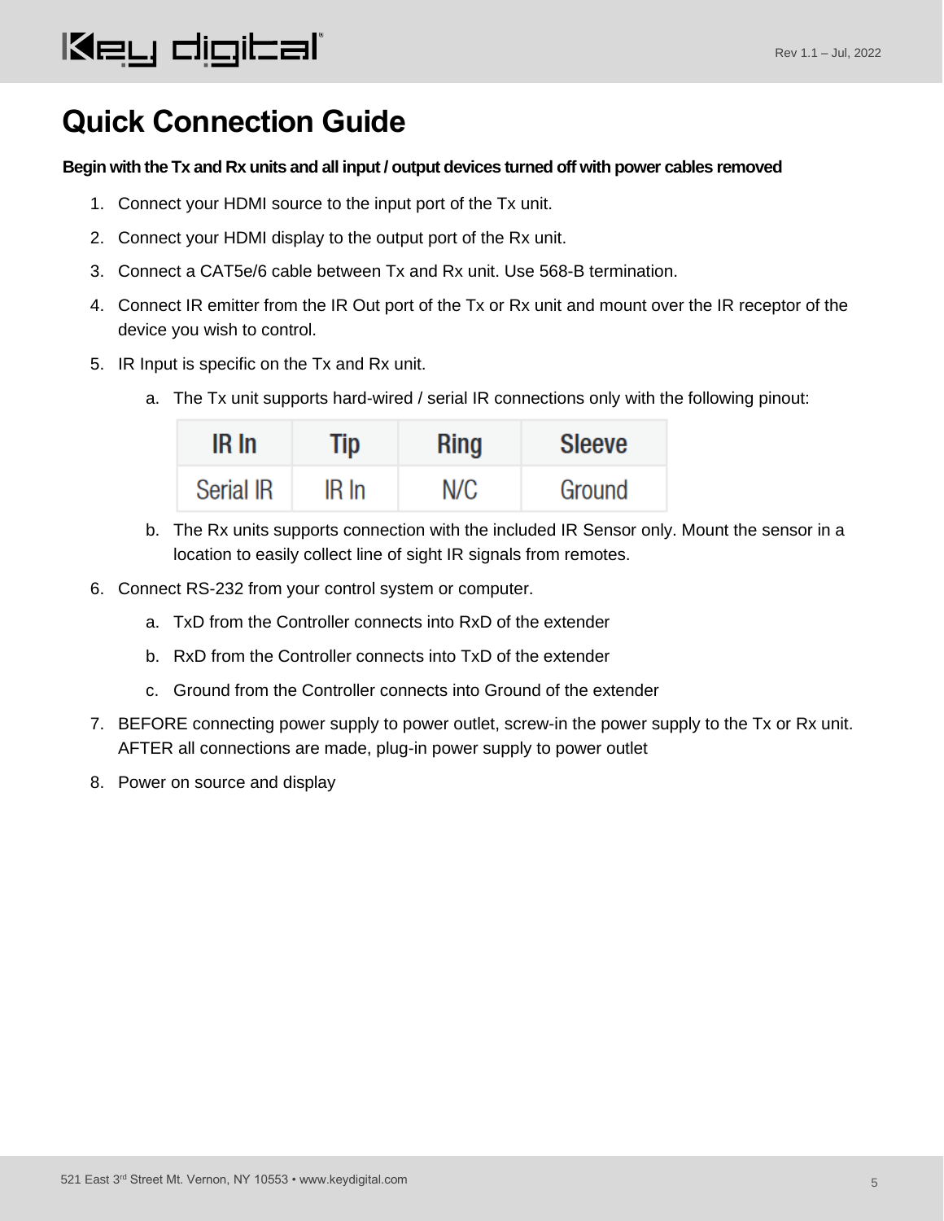# Quick Connection Guide

**Begin with the Tx and Rx units and all input / output devices turned off with power cables removed**

1. Connect your HDMI source to the input port of the Tx unit.
2. Connect your HDMI display to the output port of the Rx unit.
3. Connect a CAT5e/6 cable between Tx and Rx unit. Use 568-B termination.
4. Connect IR emitter from the IR Out port of the Tx or Rx unit and mount over the IR receptor of the device you wish to control.
5. IR Input is specific on the Tx and Rx unit.
    a. The Tx unit supports hard-wired / serial IR connections only with the following pinout:

    | IR In | Tip | Ring | Sleeve |
    | --- | --- | --- | --- |
    | Serial IR | IR In | N/C | Ground |

    b. The Rx units supports connection with the included IR Sensor only. Mount the sensor in a location to easily collect line of sight IR signals from remotes.
6. Connect RS-232 from your control system or computer.
    a. TxD from the Controller connects into RxD of the extender
    b. RxD from the Controller connects into TxD of the extender
    c. Ground from the Controller connects into Ground of the extender
7. BEFORE connecting power supply to power outlet, screw-in the power supply to the Tx or Rx unit. AFTER all connections are made, plug-in power supply to power outlet
8. Power on source and display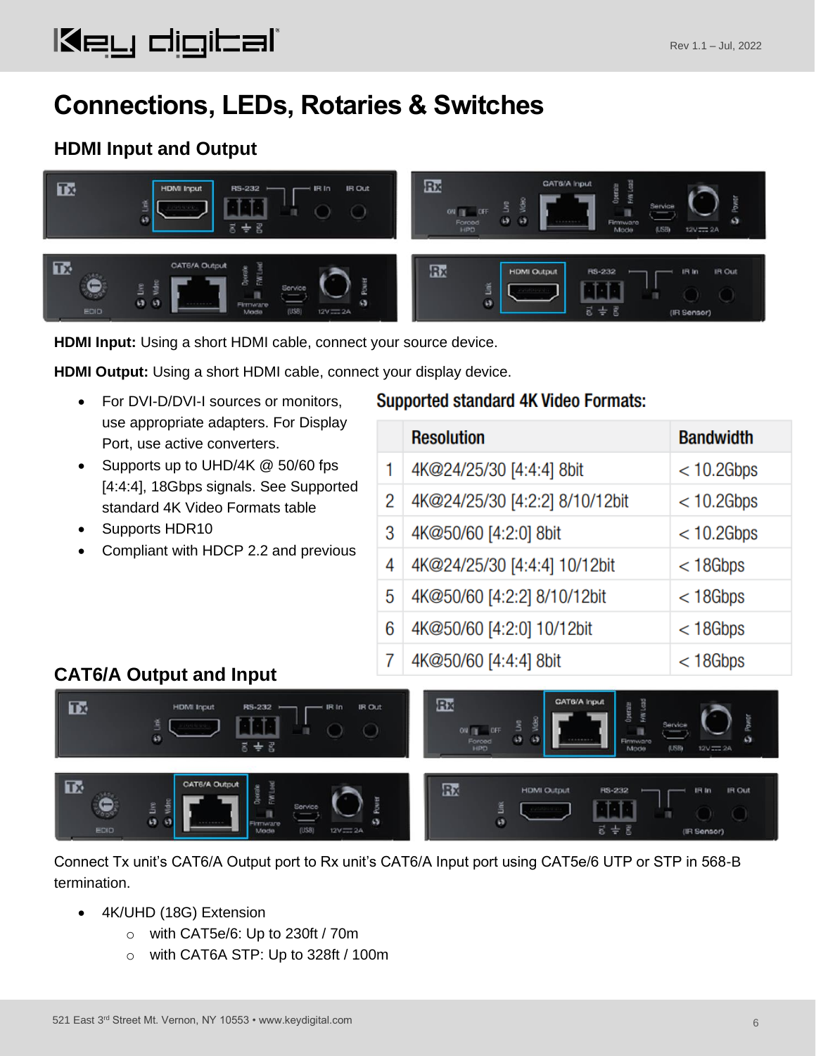# Connections, LEDs, Rotaries & Switches

## HDMI Input and Output

**HDMI Input:** Using a short HDMI cable, connect your source device.

**HDMI Output:** Using a short HDMI cable, connect your display device.

- For DVI-D/DVI-I sources or monitors, use appropriate adapters. For Display Port, use active converters.
- Supports up to UHD/4K @ 50/60 fps [4:4:4], 18Gbps signals. See Supported standard 4K Video Formats table
- Supports HDR10
- Compliant with HDCP 2.2 and previous

**Supported standard 4K Video Formats:**

| | Resolution | Bandwidth |
|---|---|---|
| 1 | 4K@24/25/30 [4:4:4] 8bit | < 10.2Gbps |
| 2 | 4K@24/25/30 [4:2:2] 8/10/12bit | < 10.2Gbps |
| 3 | 4K@50/60 [4:2:0] 8bit | < 10.2Gbps |
| 4 | 4K@24/25/30 [4:4:4] 10/12bit | < 18Gbps |
| 5 | 4K@50/60 [4:2:2] 8/10/12bit | < 18Gbps |
| 6 | 4K@50/60 [4:2:0] 10/12bit | < 18Gbps |
| 7 | 4K@50/60 [4:4:4] 8bit | < 18Gbps |

## CAT6/A Output and Input

Connect Tx unit's CAT6/A Output port to Rx unit's CAT6/A Input port using CAT5e/6 UTP or STP in 568-B termination.

- 4K/UHD (18G) Extension
  - with CAT5e/6: Up to 230ft / 70m
  - with CAT6A STP: Up to 328ft / 100m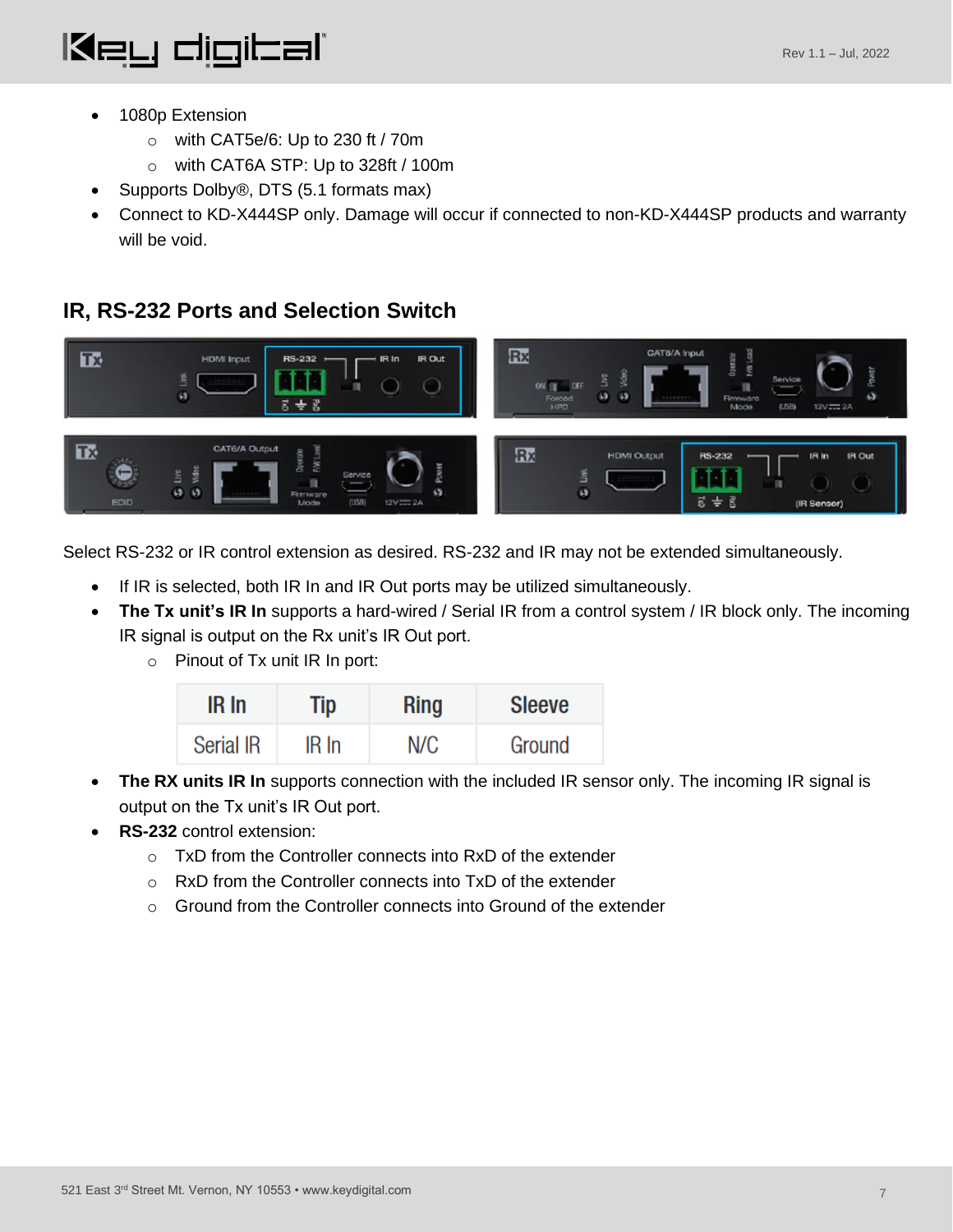- 1080p Extension
  - with CAT5e/6: Up to 230 ft / 70m
  - with CAT6A STP: Up to 328ft / 100m
- Supports Dolby®, DTS (5.1 formats max)
- Connect to KD-X444SP only. Damage will occur if connected to non-KD-X444SP products and warranty will be void.

## IR, RS-232 Ports and Selection Switch

Select RS-232 or IR control extension as desired. RS-232 and IR may not be extended simultaneously.

- If IR is selected, both IR In and IR Out ports may be utilized simultaneously.
- **The Tx unit's IR In** supports a hard-wired / Serial IR from a control system / IR block only. The incoming IR signal is output on the Rx unit's IR Out port.
  - Pinout of Tx unit IR In port:

| IR In | Tip | Ring | Sleeve |
|---|---|---|---|
| Serial IR | IR In | N/C | Ground |

- **The RX units IR In** supports connection with the included IR sensor only. The incoming IR signal is output on the Tx unit's IR Out port.
- **RS-232** control extension:
  - TxD from the Controller connects into RxD of the extender
  - RxD from the Controller connects into TxD of the extender
  - Ground from the Controller connects into Ground of the extender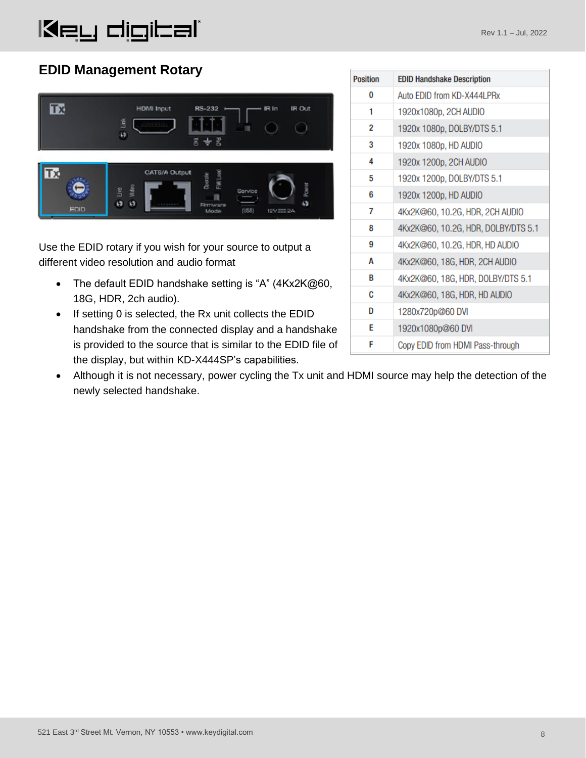## EDID Management Rotary

| Position | EDID Handshake Description |
|---|---|
| 0 | Auto EDID from KD-X444LPRx |
| 1 | 1920x1080p, 2CH AUDIO |
| 2 | 1920x 1080p, DOLBY/DTS 5.1 |
| 3 | 1920x 1080p, HD AUDIO |
| 4 | 1920x 1200p, 2CH AUDIO |
| 5 | 1920x 1200p, DOLBY/DTS 5.1 |
| 6 | 1920x 1200p, HD AUDIO |
| 7 | 4Kx2K@60, 10.2G, HDR, 2CH AUDIO |
| 8 | 4Kx2K@60, 10.2G, HDR, DOLBY/DTS 5.1 |
| 9 | 4Kx2K@60, 10.2G, HDR, HD AUDIO |
| A | 4Kx2K@60, 18G, HDR, 2CH AUDIO |
| B | 4Kx2K@60, 18G, HDR, DOLBY/DTS 5.1 |
| C | 4Kx2K@60, 18G, HDR, HD AUDIO |
| D | 1280x720p@60 DVI |
| E | 1920x1080p@60 DVI |
| F | Copy EDID from HDMI Pass-through |

Use the EDID rotary if you wish for your source to output a different video resolution and audio format

- The default EDID handshake setting is "A" (4Kx2K@60, 18G, HDR, 2ch audio).
- If setting 0 is selected, the Rx unit collects the EDID handshake from the connected display and a handshake is provided to the source that is similar to the EDID file of the display, but within KD-X444SP's capabilities.
- Although it is not necessary, power cycling the Tx unit and HDMI source may help the detection of the newly selected handshake.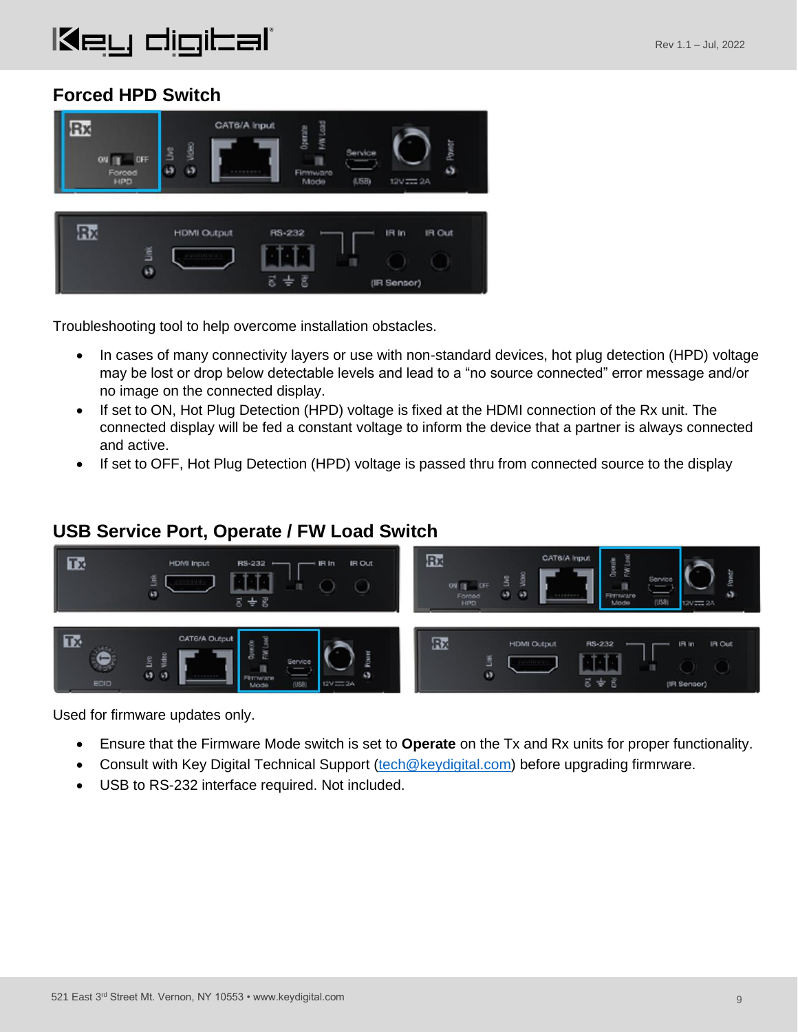## Forced HPD Switch

Troubleshooting tool to help overcome installation obstacles.

- In cases of many connectivity layers or use with non-standard devices, hot plug detection (HPD) voltage may be lost or drop below detectable levels and lead to a "no source connected" error message and/or no image on the connected display.
- If set to ON, Hot Plug Detection (HPD) voltage is fixed at the HDMI connection of the Rx unit. The connected display will be fed a constant voltage to inform the device that a partner is always connected and active.
- If set to OFF, Hot Plug Detection (HPD) voltage is passed thru from connected source to the display

## USB Service Port, Operate / FW Load Switch

Used for firmware updates only.

- Ensure that the Firmware Mode switch is set to **Operate** on the Tx and Rx units for proper functionality.
- Consult with Key Digital Technical Support (tech@keydigital.com) before upgrading firmrware.
- USB to RS-232 interface required. Not included.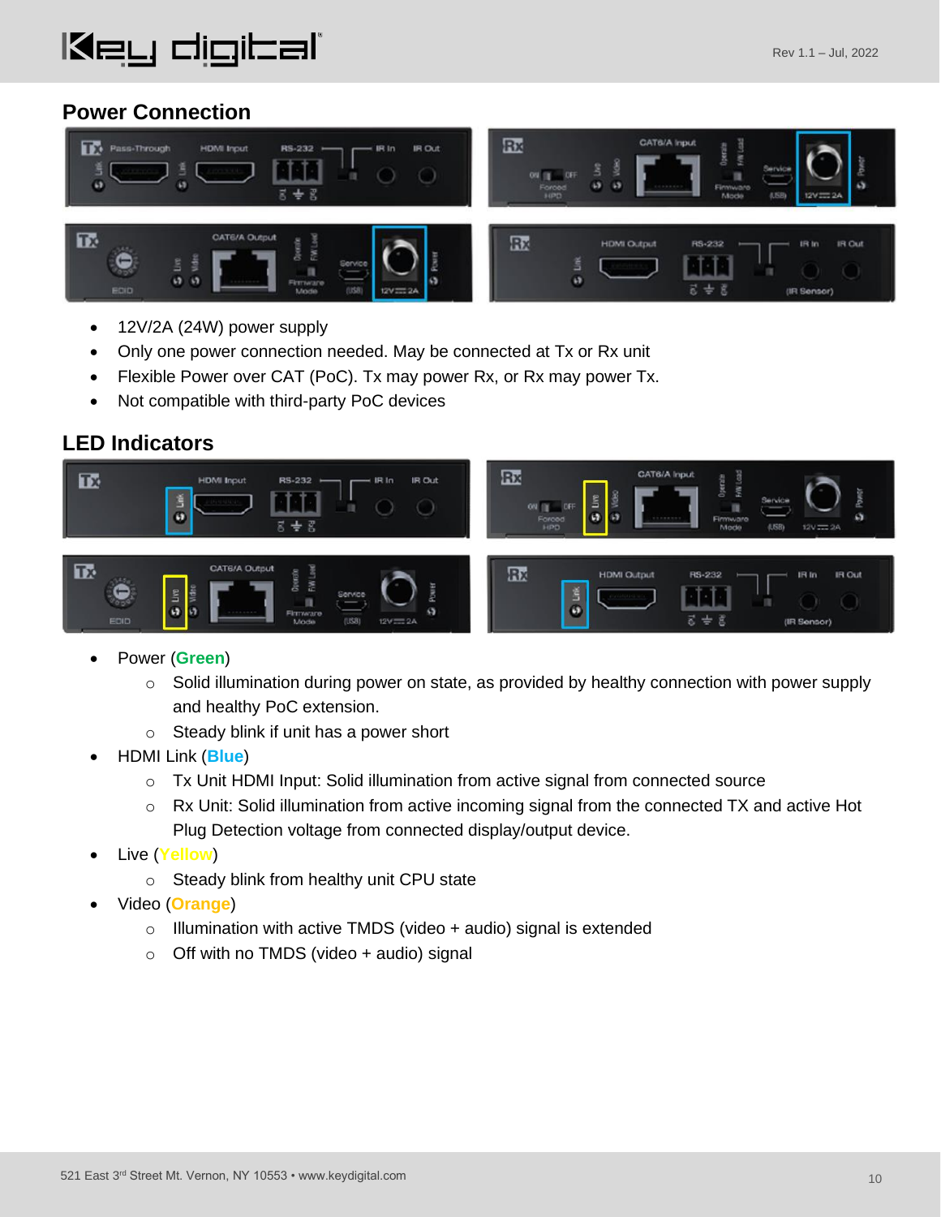## Power Connection

- 12V/2A (24W) power supply
- Only one power connection needed. May be connected at Tx or Rx unit
- Flexible Power over CAT (PoC). Tx may power Rx, or Rx may power Tx.
- Not compatible with third-party PoC devices

## LED Indicators

- Power (**Green**)
  - Solid illumination during power on state, as provided by healthy connection with power supply and healthy PoC extension.
  - Steady blink if unit has a power short
- HDMI Link (**Blue**)
  - Tx Unit HDMI Input: Solid illumination from active signal from connected source
  - Rx Unit: Solid illumination from active incoming signal from the connected TX and active Hot Plug Detection voltage from connected display/output device.
- Live (**Yellow**)
  - Steady blink from healthy unit CPU state
- Video (**Orange**)
  - Illumination with active TMDS (video + audio) signal is extended
  - Off with no TMDS (video + audio) signal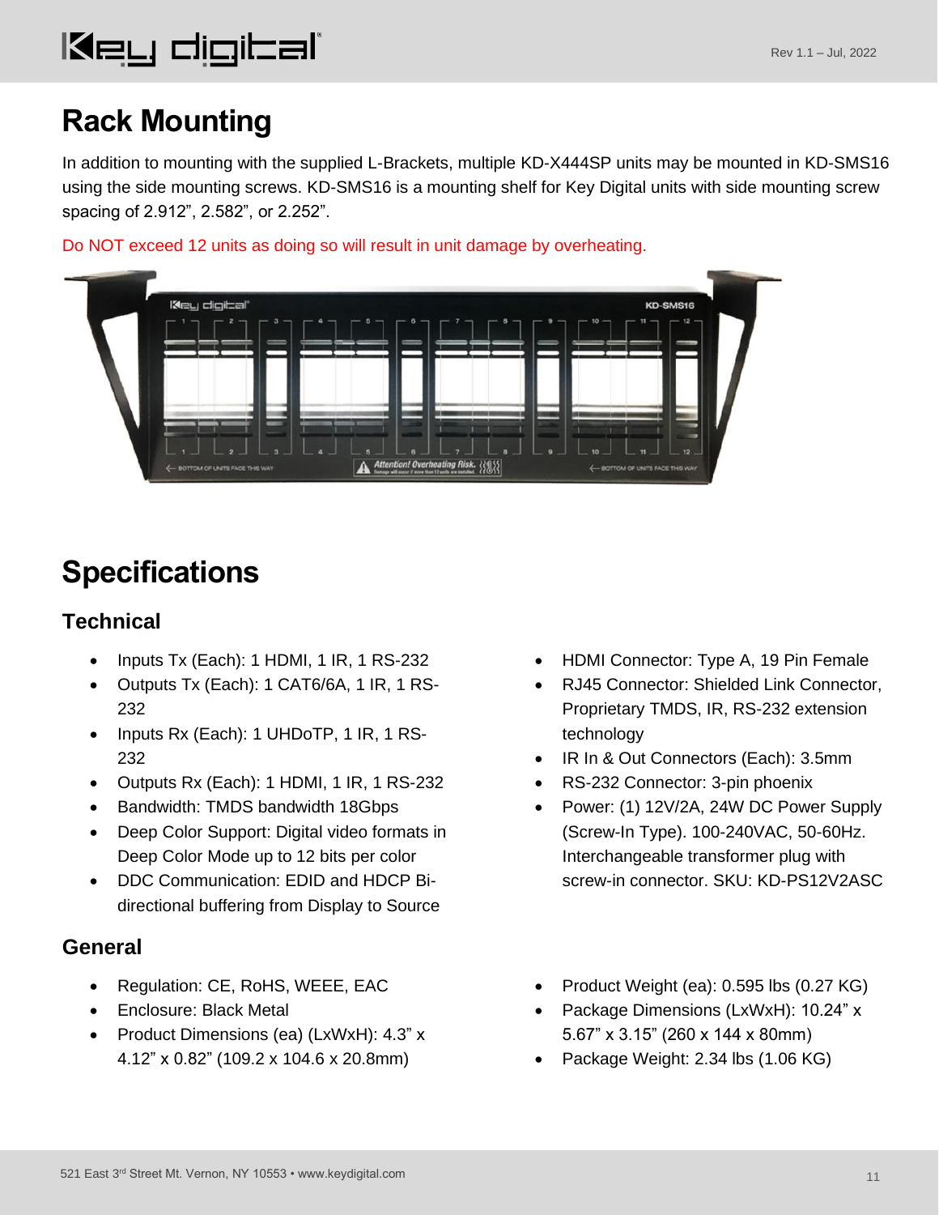# Rack Mounting

In addition to mounting with the supplied L-Brackets, multiple KD-X444SP units may be mounted in KD-SMS16 using the side mounting screws. KD-SMS16 is a mounting shelf for Key Digital units with side mounting screw spacing of 2.912", 2.582", or 2.252".

Do NOT exceed 12 units as doing so will result in unit damage by overheating.

# Specifications

## Technical

- Inputs Tx (Each): 1 HDMI, 1 IR, 1 RS-232
- Outputs Tx (Each): 1 CAT6/6A, 1 IR, 1 RS-232
- Inputs Rx (Each): 1 UHDoTP, 1 IR, 1 RS-232
- Outputs Rx (Each): 1 HDMI, 1 IR, 1 RS-232
- Bandwidth: TMDS bandwidth 18Gbps
- Deep Color Support: Digital video formats in Deep Color Mode up to 12 bits per color
- DDC Communication: EDID and HDCP Bi-directional buffering from Display to Source
- HDMI Connector: Type A, 19 Pin Female
- RJ45 Connector: Shielded Link Connector, Proprietary TMDS, IR, RS-232 extension technology
- IR In & Out Connectors (Each): 3.5mm
- RS-232 Connector: 3-pin phoenix
- Power: (1) 12V/2A, 24W DC Power Supply (Screw-In Type). 100-240VAC, 50-60Hz. Interchangeable transformer plug with screw-in connector. SKU: KD-PS12V2ASC

## General

- Regulation: CE, RoHS, WEEE, EAC
- Enclosure: Black Metal
- Product Dimensions (ea) (LxWxH): 4.3" x 4.12" x 0.82" (109.2 x 104.6 x 20.8mm)
- Product Weight (ea): 0.595 lbs (0.27 KG)
- Package Dimensions (LxWxH): 10.24" x 5.67" x 3.15" (260 x 144 x 80mm)
- Package Weight: 2.34 lbs (1.06 KG)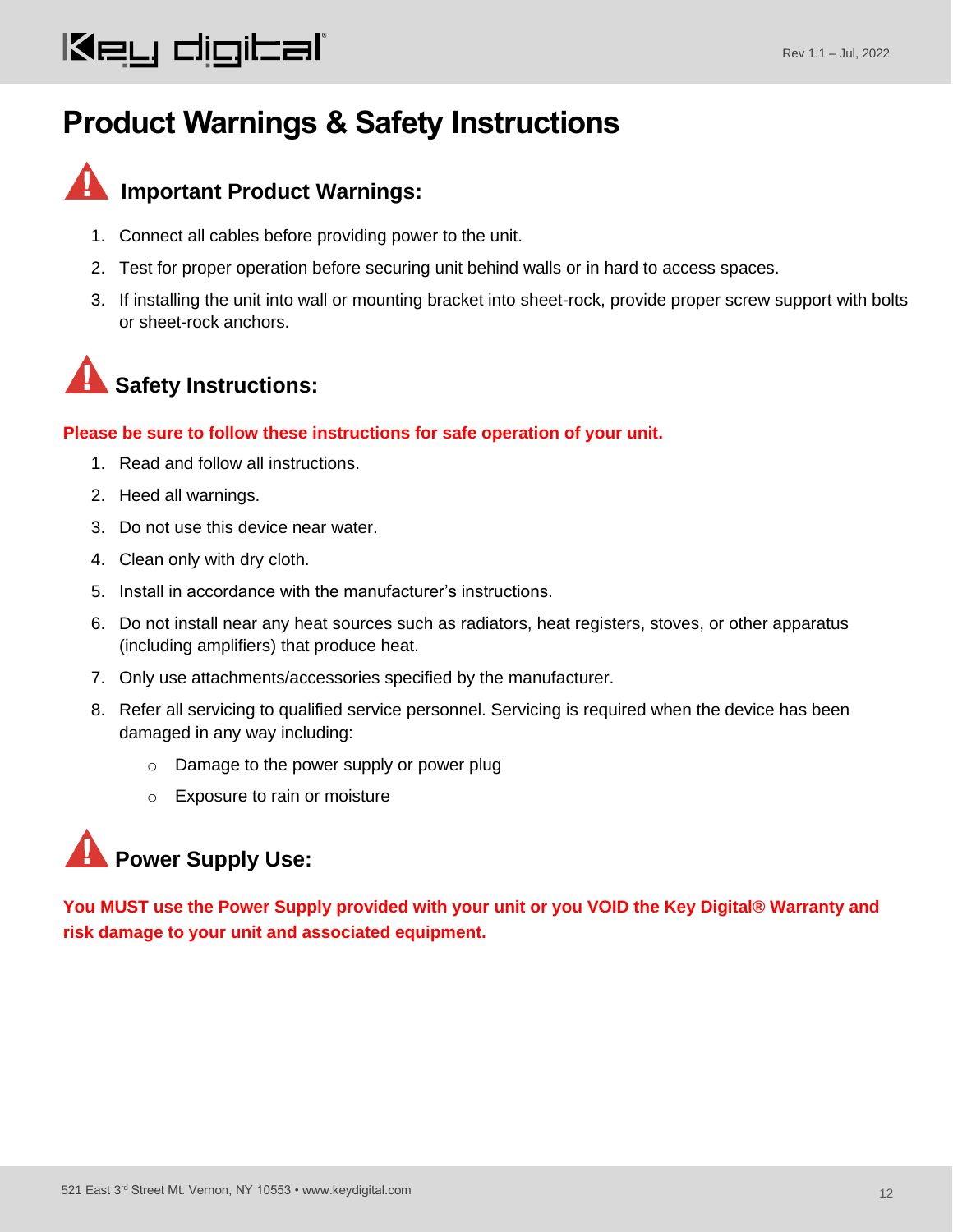# Product Warnings & Safety Instructions

## Important Product Warnings:

1. Connect all cables before providing power to the unit.
2. Test for proper operation before securing unit behind walls or in hard to access spaces.
3. If installing the unit into wall or mounting bracket into sheet-rock, provide proper screw support with bolts or sheet-rock anchors.

## Safety Instructions:

**Please be sure to follow these instructions for safe operation of your unit.**

1. Read and follow all instructions.
2. Heed all warnings.
3. Do not use this device near water.
4. Clean only with dry cloth.
5. Install in accordance with the manufacturer's instructions.
6. Do not install near any heat sources such as radiators, heat registers, stoves, or other apparatus (including amplifiers) that produce heat.
7. Only use attachments/accessories specified by the manufacturer.
8. Refer all servicing to qualified service personnel. Servicing is required when the device has been damaged in any way including:
   - Damage to the power supply or power plug
   - Exposure to rain or moisture

## Power Supply Use:

**You MUST use the Power Supply provided with your unit or you VOID the Key Digital® Warranty and risk damage to your unit and associated equipment.**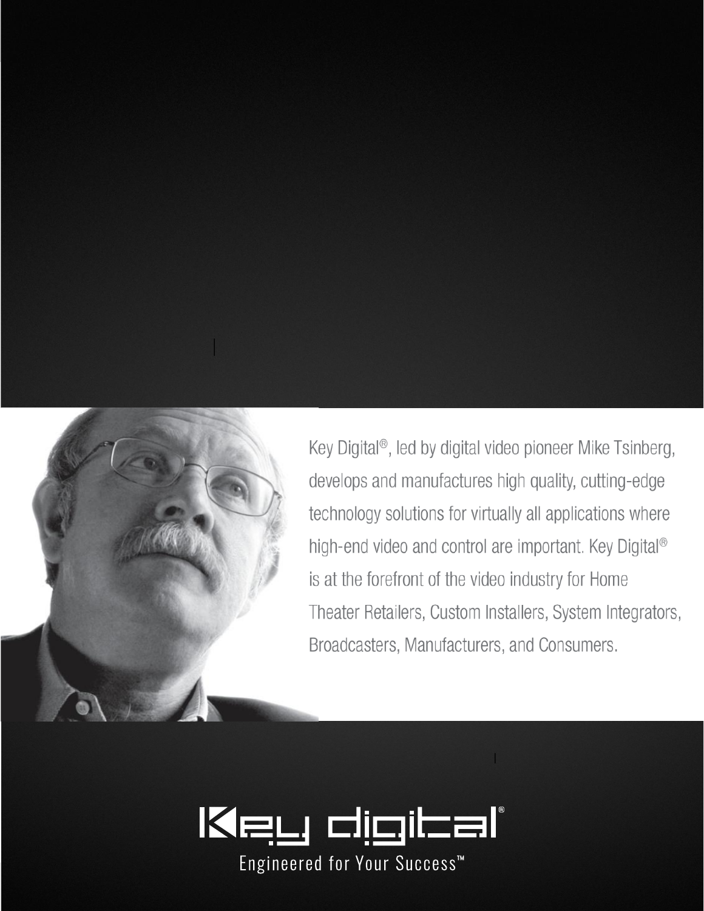Key Digital®, led by digital video pioneer Mike Tsinberg, develops and manufactures high quality, cutting-edge technology solutions for virtually all applications where high-end video and control are important. Key Digital® is at the forefront of the video industry for Home Theater Retailers, Custom Installers, System Integrators, Broadcasters, Manufacturers, and Consumers.

Key digital®

Engineered for Your Success™